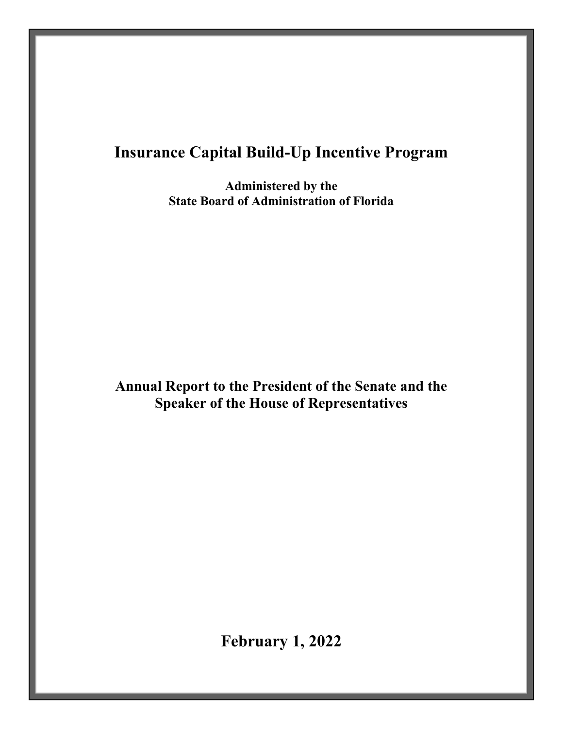# Insurance Capital Build-Up Incentive Program

**Administered by the**
**State Board of Administration of Florida**

## Annual Report to the President of the Senate and the Speaker of the House of Representatives

## February 1, 2022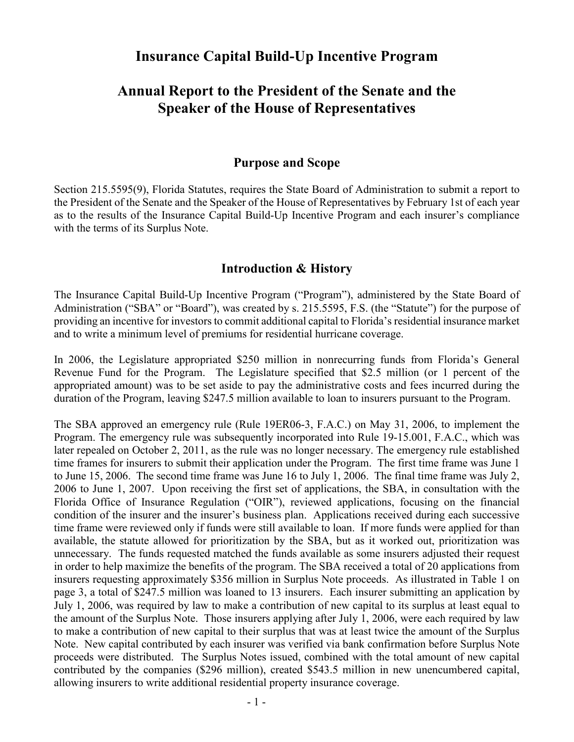# Insurance Capital Build-Up Incentive Program

# Annual Report to the President of the Senate and the Speaker of the House of Representatives

## Purpose and Scope

Section 215.5595(9), Florida Statutes, requires the State Board of Administration to submit a report to the President of the Senate and the Speaker of the House of Representatives by February 1st of each year as to the results of the Insurance Capital Build-Up Incentive Program and each insurer's compliance with the terms of its Surplus Note.

## Introduction & History

The Insurance Capital Build-Up Incentive Program ("Program"), administered by the State Board of Administration ("SBA" or "Board"), was created by s. 215.5595, F.S. (the "Statute") for the purpose of providing an incentive for investors to commit additional capital to Florida's residential insurance market and to write a minimum level of premiums for residential hurricane coverage.

In 2006, the Legislature appropriated $250 million in nonrecurring funds from Florida's General Revenue Fund for the Program. The Legislature specified that $2.5 million (or 1 percent of the appropriated amount) was to be set aside to pay the administrative costs and fees incurred during the duration of the Program, leaving $247.5 million available to loan to insurers pursuant to the Program.

The SBA approved an emergency rule (Rule 19ER06-3, F.A.C.) on May 31, 2006, to implement the Program. The emergency rule was subsequently incorporated into Rule 19-15.001, F.A.C., which was later repealed on October 2, 2011, as the rule was no longer necessary. The emergency rule established time frames for insurers to submit their application under the Program. The first time frame was June 1 to June 15, 2006. The second time frame was June 16 to July 1, 2006. The final time frame was July 2, 2006 to June 1, 2007. Upon receiving the first set of applications, the SBA, in consultation with the Florida Office of Insurance Regulation ("OIR"), reviewed applications, focusing on the financial condition of the insurer and the insurer's business plan. Applications received during each successive time frame were reviewed only if funds were still available to loan. If more funds were applied for than available, the statute allowed for prioritization by the SBA, but as it worked out, prioritization was unnecessary. The funds requested matched the funds available as some insurers adjusted their request in order to help maximize the benefits of the program. The SBA received a total of 20 applications from insurers requesting approximately $356 million in Surplus Note proceeds. As illustrated in Table 1 on page 3, a total of $247.5 million was loaned to 13 insurers. Each insurer submitting an application by July 1, 2006, was required by law to make a contribution of new capital to its surplus at least equal to the amount of the Surplus Note. Those insurers applying after July 1, 2006, were each required by law to make a contribution of new capital to their surplus that was at least twice the amount of the Surplus Note. New capital contributed by each insurer was verified via bank confirmation before Surplus Note proceeds were distributed. The Surplus Notes issued, combined with the total amount of new capital contributed by the companies ($296 million), created $543.5 million in new unencumbered capital, allowing insurers to write additional residential property insurance coverage.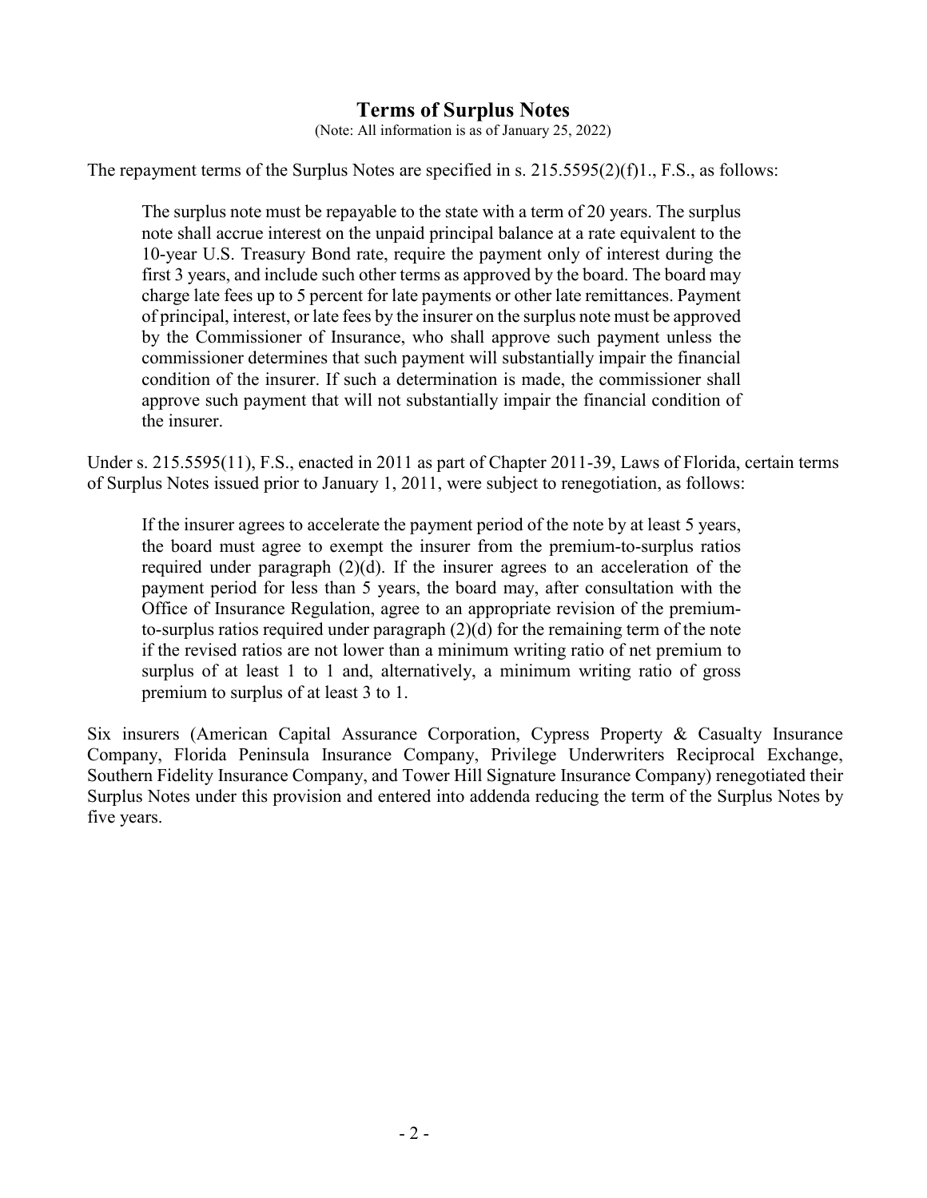## Terms of Surplus Notes

(Note: All information is as of January 25, 2022)

The repayment terms of the Surplus Notes are specified in s. 215.5595(2)(f)1., F.S., as follows:

> The surplus note must be repayable to the state with a term of 20 years. The surplus note shall accrue interest on the unpaid principal balance at a rate equivalent to the 10-year U.S. Treasury Bond rate, require the payment only of interest during the first 3 years, and include such other terms as approved by the board. The board may charge late fees up to 5 percent for late payments or other late remittances. Payment of principal, interest, or late fees by the insurer on the surplus note must be approved by the Commissioner of Insurance, who shall approve such payment unless the commissioner determines that such payment will substantially impair the financial condition of the insurer. If such a determination is made, the commissioner shall approve such payment that will not substantially impair the financial condition of the insurer.

Under s. 215.5595(11), F.S., enacted in 2011 as part of Chapter 2011-39, Laws of Florida, certain terms of Surplus Notes issued prior to January 1, 2011, were subject to renegotiation, as follows:

> If the insurer agrees to accelerate the payment period of the note by at least 5 years, the board must agree to exempt the insurer from the premium-to-surplus ratios required under paragraph (2)(d). If the insurer agrees to an acceleration of the payment period for less than 5 years, the board may, after consultation with the Office of Insurance Regulation, agree to an appropriate revision of the premium-to-surplus ratios required under paragraph (2)(d) for the remaining term of the note if the revised ratios are not lower than a minimum writing ratio of net premium to surplus of at least 1 to 1 and, alternatively, a minimum writing ratio of gross premium to surplus of at least 3 to 1.

Six insurers (American Capital Assurance Corporation, Cypress Property & Casualty Insurance Company, Florida Peninsula Insurance Company, Privilege Underwriters Reciprocal Exchange, Southern Fidelity Insurance Company, and Tower Hill Signature Insurance Company) renegotiated their Surplus Notes under this provision and entered into addenda reducing the term of the Surplus Notes by five years.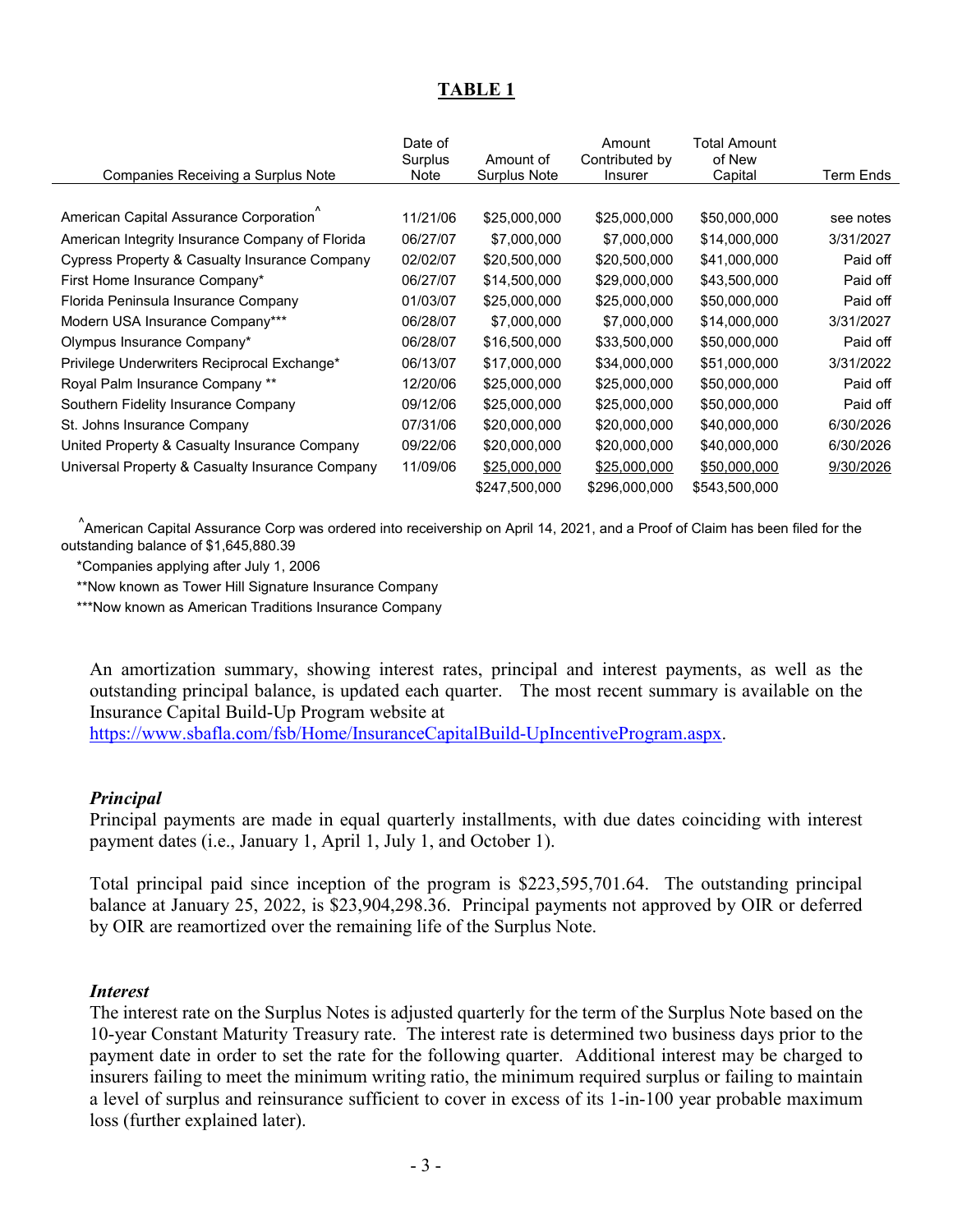## TABLE 1

| Companies Receiving a Surplus Note | Date of Surplus Note | Amount of Surplus Note | Amount Contributed by Insurer | Total Amount of New Capital | Term Ends |
|---|---|---|---|---|---|
| American Capital Assurance Corporation^ | 11/21/06 | $25,000,000 | $25,000,000 | $50,000,000 | see notes |
| American Integrity Insurance Company of Florida | 06/27/07 | $7,000,000 | $7,000,000 | $14,000,000 | 3/31/2027 |
| Cypress Property & Casualty Insurance Company | 02/02/07 | $20,500,000 | $20,500,000 | $41,000,000 | Paid off |
| First Home Insurance Company* | 06/27/07 | $14,500,000 | $29,000,000 | $43,500,000 | Paid off |
| Florida Peninsula Insurance Company | 01/03/07 | $25,000,000 | $25,000,000 | $50,000,000 | Paid off |
| Modern USA Insurance Company*** | 06/28/07 | $7,000,000 | $7,000,000 | $14,000,000 | 3/31/2027 |
| Olympus Insurance Company* | 06/28/07 | $16,500,000 | $33,500,000 | $50,000,000 | Paid off |
| Privilege Underwriters Reciprocal Exchange* | 06/13/07 | $17,000,000 | $34,000,000 | $51,000,000 | 3/31/2022 |
| Royal Palm Insurance Company ** | 12/20/06 | $25,000,000 | $25,000,000 | $50,000,000 | Paid off |
| Southern Fidelity Insurance Company | 09/12/06 | $25,000,000 | $25,000,000 | $50,000,000 | Paid off |
| St. Johns Insurance Company | 07/31/06 | $20,000,000 | $20,000,000 | $40,000,000 | 6/30/2026 |
| United Property & Casualty Insurance Company | 09/22/06 | $20,000,000 | $20,000,000 | $40,000,000 | 6/30/2026 |
| Universal Property & Casualty Insurance Company | 11/09/06 | $25,000,000 | $25,000,000 | $50,000,000 | 9/30/2026 |
| | | $247,500,000 | $296,000,000 | $543,500,000 | |

^American Capital Assurance Corp was ordered into receivership on April 14, 2021, and a Proof of Claim has been filed for the outstanding balance of $1,645,880.39

*Companies applying after July 1, 2006

**Now known as Tower Hill Signature Insurance Company

***Now known as American Traditions Insurance Company

An amortization summary, showing interest rates, principal and interest payments, as well as the outstanding principal balance, is updated each quarter. The most recent summary is available on the Insurance Capital Build-Up Program website at https://www.sbafla.com/fsb/Home/InsuranceCapitalBuild-UpIncentiveProgram.aspx.

### *Principal*

Principal payments are made in equal quarterly installments, with due dates coinciding with interest payment dates (i.e., January 1, April 1, July 1, and October 1).

Total principal paid since inception of the program is $223,595,701.64. The outstanding principal balance at January 25, 2022, is $23,904,298.36. Principal payments not approved by OIR or deferred by OIR are reamortized over the remaining life of the Surplus Note.

### *Interest*

The interest rate on the Surplus Notes is adjusted quarterly for the term of the Surplus Note based on the 10-year Constant Maturity Treasury rate. The interest rate is determined two business days prior to the payment date in order to set the rate for the following quarter. Additional interest may be charged to insurers failing to meet the minimum writing ratio, the minimum required surplus or failing to maintain a level of surplus and reinsurance sufficient to cover in excess of its 1-in-100 year probable maximum loss (further explained later).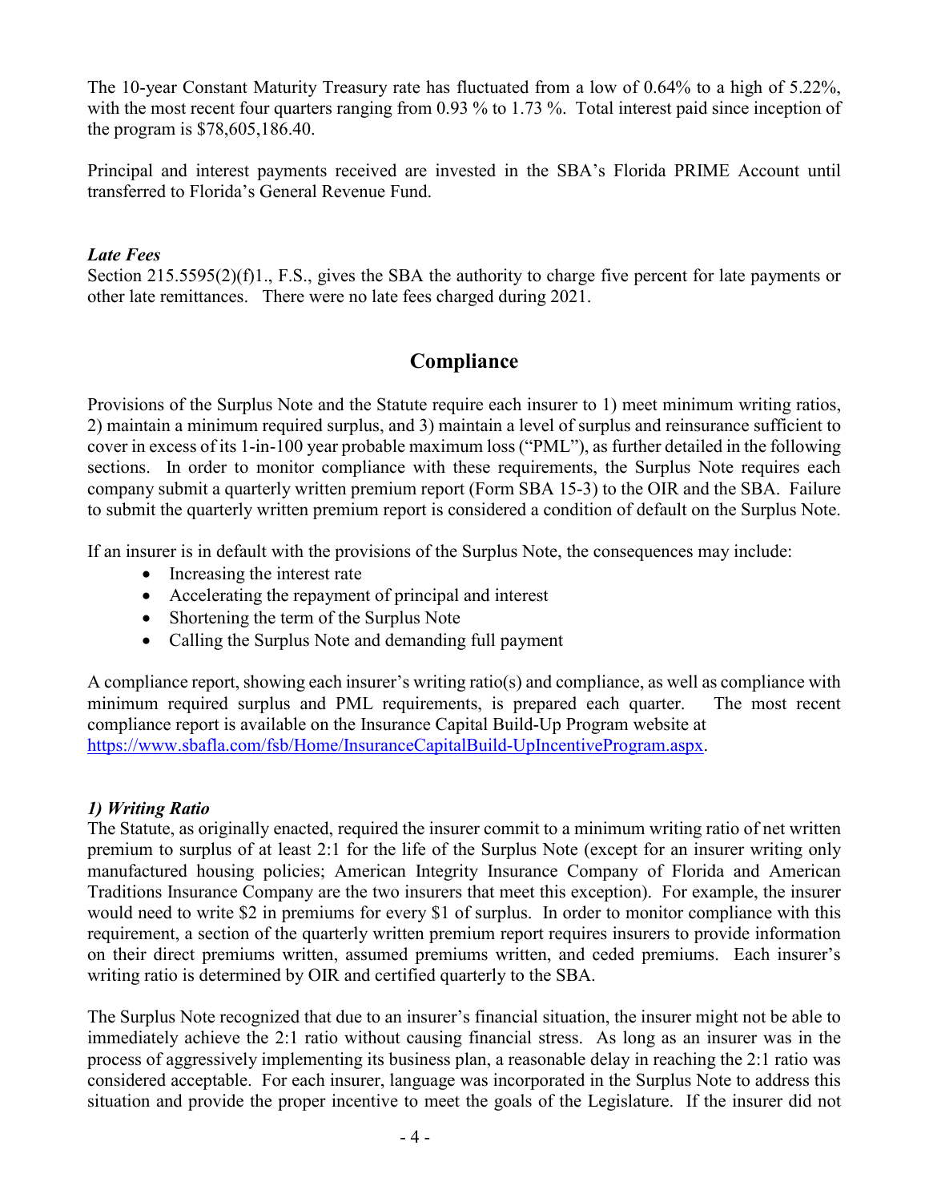The 10-year Constant Maturity Treasury rate has fluctuated from a low of 0.64% to a high of 5.22%, with the most recent four quarters ranging from 0.93 % to 1.73 %. Total interest paid since inception of the program is $78,605,186.40.

Principal and interest payments received are invested in the SBA's Florida PRIME Account until transferred to Florida's General Revenue Fund.

***Late Fees***

Section 215.5595(2)(f)1., F.S., gives the SBA the authority to charge five percent for late payments or other late remittances. There were no late fees charged during 2021.

## Compliance

Provisions of the Surplus Note and the Statute require each insurer to 1) meet minimum writing ratios, 2) maintain a minimum required surplus, and 3) maintain a level of surplus and reinsurance sufficient to cover in excess of its 1-in-100 year probable maximum loss ("PML"), as further detailed in the following sections. In order to monitor compliance with these requirements, the Surplus Note requires each company submit a quarterly written premium report (Form SBA 15-3) to the OIR and the SBA. Failure to submit the quarterly written premium report is considered a condition of default on the Surplus Note.

If an insurer is in default with the provisions of the Surplus Note, the consequences may include:

- Increasing the interest rate
- Accelerating the repayment of principal and interest
- Shortening the term of the Surplus Note
- Calling the Surplus Note and demanding full payment

A compliance report, showing each insurer's writing ratio(s) and compliance, as well as compliance with minimum required surplus and PML requirements, is prepared each quarter. The most recent compliance report is available on the Insurance Capital Build-Up Program website at https://www.sbafla.com/fsb/Home/InsuranceCapitalBuild-UpIncentiveProgram.aspx.

***1) Writing Ratio***

The Statute, as originally enacted, required the insurer commit to a minimum writing ratio of net written premium to surplus of at least 2:1 for the life of the Surplus Note (except for an insurer writing only manufactured housing policies; American Integrity Insurance Company of Florida and American Traditions Insurance Company are the two insurers that meet this exception). For example, the insurer would need to write $2 in premiums for every $1 of surplus. In order to monitor compliance with this requirement, a section of the quarterly written premium report requires insurers to provide information on their direct premiums written, assumed premiums written, and ceded premiums. Each insurer's writing ratio is determined by OIR and certified quarterly to the SBA.

The Surplus Note recognized that due to an insurer's financial situation, the insurer might not be able to immediately achieve the 2:1 ratio without causing financial stress. As long as an insurer was in the process of aggressively implementing its business plan, a reasonable delay in reaching the 2:1 ratio was considered acceptable. For each insurer, language was incorporated in the Surplus Note to address this situation and provide the proper incentive to meet the goals of the Legislature. If the insurer did not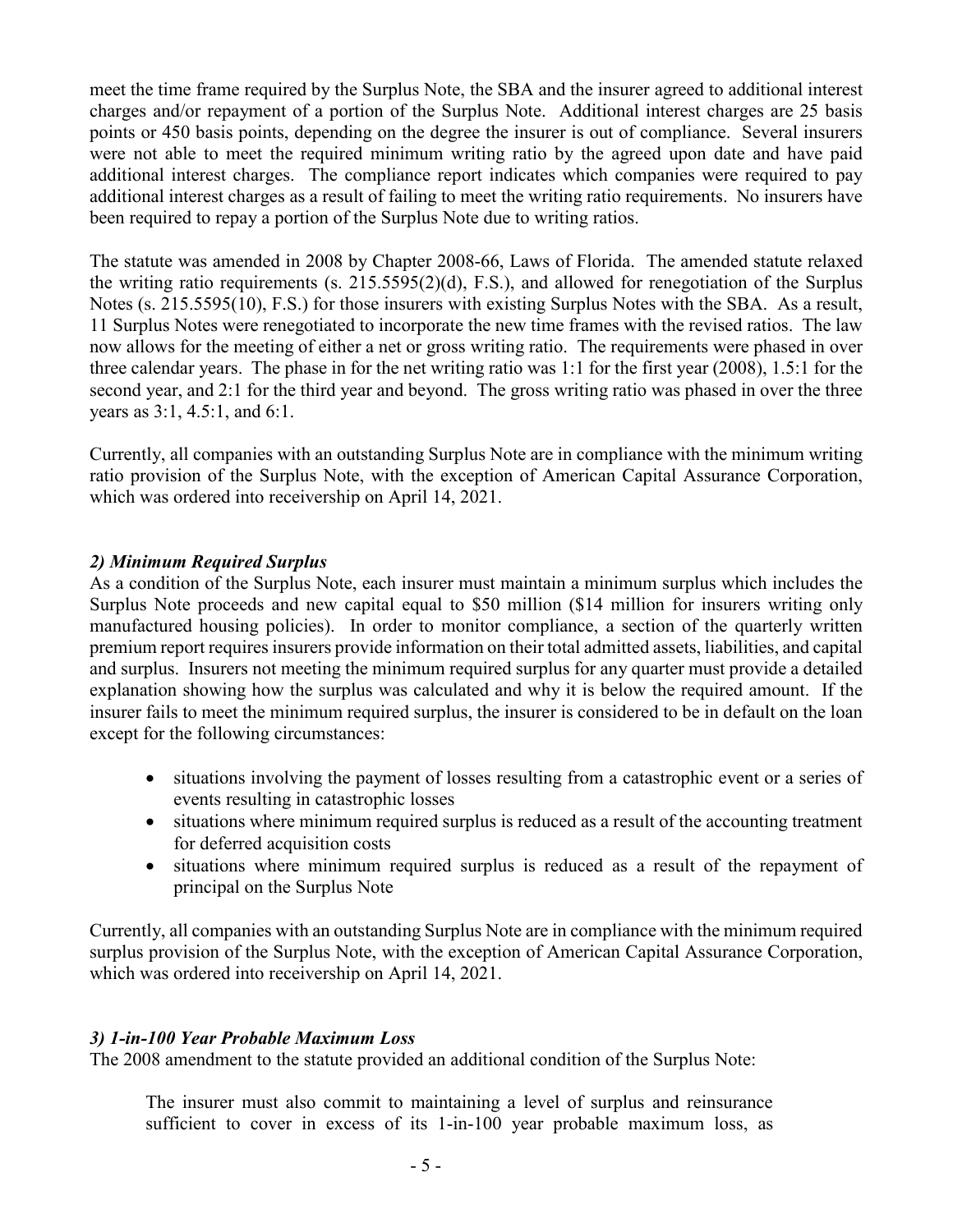meet the time frame required by the Surplus Note, the SBA and the insurer agreed to additional interest charges and/or repayment of a portion of the Surplus Note. Additional interest charges are 25 basis points or 450 basis points, depending on the degree the insurer is out of compliance. Several insurers were not able to meet the required minimum writing ratio by the agreed upon date and have paid additional interest charges. The compliance report indicates which companies were required to pay additional interest charges as a result of failing to meet the writing ratio requirements. No insurers have been required to repay a portion of the Surplus Note due to writing ratios.

The statute was amended in 2008 by Chapter 2008-66, Laws of Florida. The amended statute relaxed the writing ratio requirements (s. 215.5595(2)(d), F.S.), and allowed for renegotiation of the Surplus Notes (s. 215.5595(10), F.S.) for those insurers with existing Surplus Notes with the SBA. As a result, 11 Surplus Notes were renegotiated to incorporate the new time frames with the revised ratios. The law now allows for the meeting of either a net or gross writing ratio. The requirements were phased in over three calendar years. The phase in for the net writing ratio was 1:1 for the first year (2008), 1.5:1 for the second year, and 2:1 for the third year and beyond. The gross writing ratio was phased in over the three years as 3:1, 4.5:1, and 6:1.

Currently, all companies with an outstanding Surplus Note are in compliance with the minimum writing ratio provision of the Surplus Note, with the exception of American Capital Assurance Corporation, which was ordered into receivership on April 14, 2021.

### *2) Minimum Required Surplus*

As a condition of the Surplus Note, each insurer must maintain a minimum surplus which includes the Surplus Note proceeds and new capital equal to $50 million ($14 million for insurers writing only manufactured housing policies). In order to monitor compliance, a section of the quarterly written premium report requires insurers provide information on their total admitted assets, liabilities, and capital and surplus. Insurers not meeting the minimum required surplus for any quarter must provide a detailed explanation showing how the surplus was calculated and why it is below the required amount. If the insurer fails to meet the minimum required surplus, the insurer is considered to be in default on the loan except for the following circumstances:

- situations involving the payment of losses resulting from a catastrophic event or a series of events resulting in catastrophic losses
- situations where minimum required surplus is reduced as a result of the accounting treatment for deferred acquisition costs
- situations where minimum required surplus is reduced as a result of the repayment of principal on the Surplus Note

Currently, all companies with an outstanding Surplus Note are in compliance with the minimum required surplus provision of the Surplus Note, with the exception of American Capital Assurance Corporation, which was ordered into receivership on April 14, 2021.

### *3) 1-in-100 Year Probable Maximum Loss*

The 2008 amendment to the statute provided an additional condition of the Surplus Note:

> The insurer must also commit to maintaining a level of surplus and reinsurance sufficient to cover in excess of its 1-in-100 year probable maximum loss, as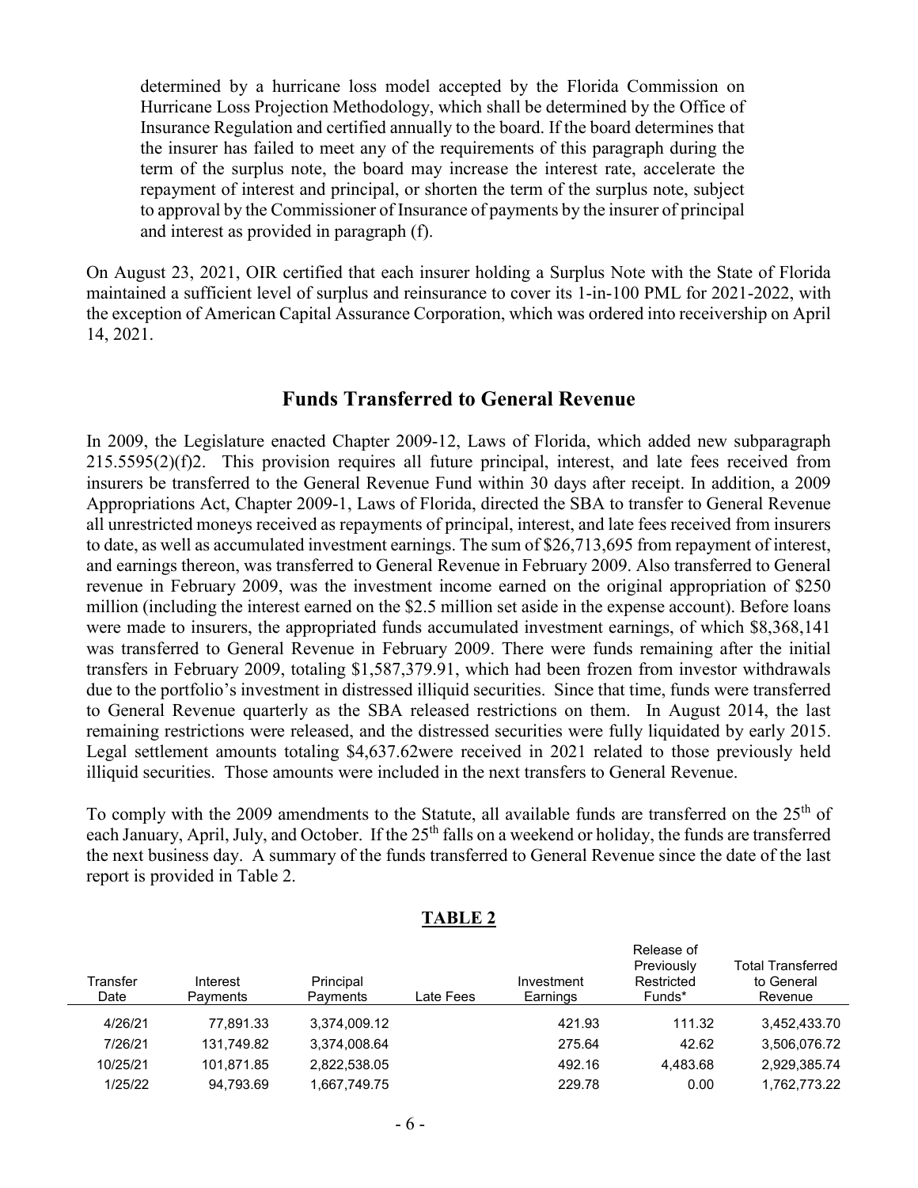determined by a hurricane loss model accepted by the Florida Commission on Hurricane Loss Projection Methodology, which shall be determined by the Office of Insurance Regulation and certified annually to the board. If the board determines that the insurer has failed to meet any of the requirements of this paragraph during the term of the surplus note, the board may increase the interest rate, accelerate the repayment of interest and principal, or shorten the term of the surplus note, subject to approval by the Commissioner of Insurance of payments by the insurer of principal and interest as provided in paragraph (f).

On August 23, 2021, OIR certified that each insurer holding a Surplus Note with the State of Florida maintained a sufficient level of surplus and reinsurance to cover its 1-in-100 PML for 2021-2022, with the exception of American Capital Assurance Corporation, which was ordered into receivership on April 14, 2021.

## Funds Transferred to General Revenue

In 2009, the Legislature enacted Chapter 2009-12, Laws of Florida, which added new subparagraph 215.5595(2)(f)2. This provision requires all future principal, interest, and late fees received from insurers be transferred to the General Revenue Fund within 30 days after receipt. In addition, a 2009 Appropriations Act, Chapter 2009-1, Laws of Florida, directed the SBA to transfer to General Revenue all unrestricted moneys received as repayments of principal, interest, and late fees received from insurers to date, as well as accumulated investment earnings. The sum of $26,713,695 from repayment of interest, and earnings thereon, was transferred to General Revenue in February 2009. Also transferred to General revenue in February 2009, was the investment income earned on the original appropriation of $250 million (including the interest earned on the $2.5 million set aside in the expense account). Before loans were made to insurers, the appropriated funds accumulated investment earnings, of which $8,368,141 was transferred to General Revenue in February 2009. There were funds remaining after the initial transfers in February 2009, totaling $1,587,379.91, which had been frozen from investor withdrawals due to the portfolio's investment in distressed illiquid securities. Since that time, funds were transferred to General Revenue quarterly as the SBA released restrictions on them. In August 2014, the last remaining restrictions were released, and the distressed securities were fully liquidated by early 2015. Legal settlement amounts totaling $4,637.62were received in 2021 related to those previously held illiquid securities. Those amounts were included in the next transfers to General Revenue.

To comply with the 2009 amendments to the Statute, all available funds are transferred on the 25th of each January, April, July, and October. If the 25th falls on a weekend or holiday, the funds are transferred the next business day. A summary of the funds transferred to General Revenue since the date of the last report is provided in Table 2.

**TABLE 2**

| Transfer Date | Interest Payments | Principal Payments | Late Fees | Investment Earnings | Release of Previously Restricted Funds* | Total Transferred to General Revenue |
|---|---|---|---|---|---|---|
| 4/26/21 | 77,891.33 | 3,374,009.12 | | 421.93 | 111.32 | 3,452,433.70 |
| 7/26/21 | 131,749.82 | 3,374,008.64 | | 275.64 | 42.62 | 3,506,076.72 |
| 10/25/21 | 101,871.85 | 2,822,538.05 | | 492.16 | 4,483.68 | 2,929,385.74 |
| 1/25/22 | 94,793.69 | 1,667,749.75 | | 229.78 | 0.00 | 1,762,773.22 |